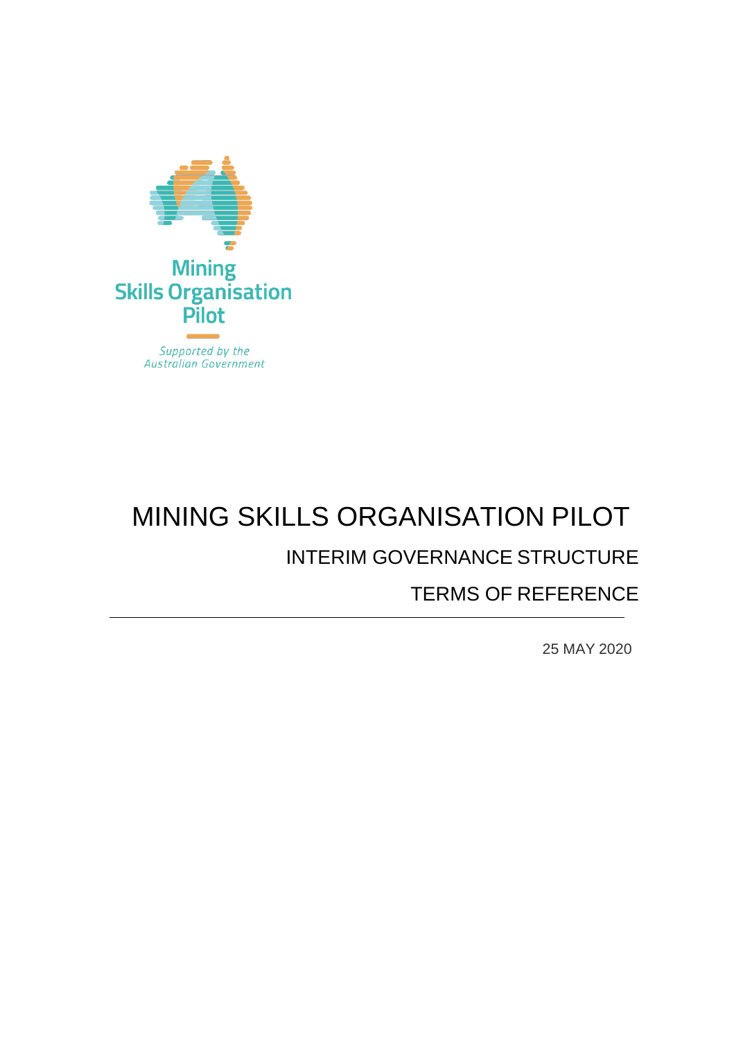Mining Skills Organisation Pilot

*Supported by the Australian Government*

# MINING SKILLS ORGANISATION PILOT

## INTERIM GOVERNANCE STRUCTURE

## TERMS OF REFERENCE

---

25 MAY 2020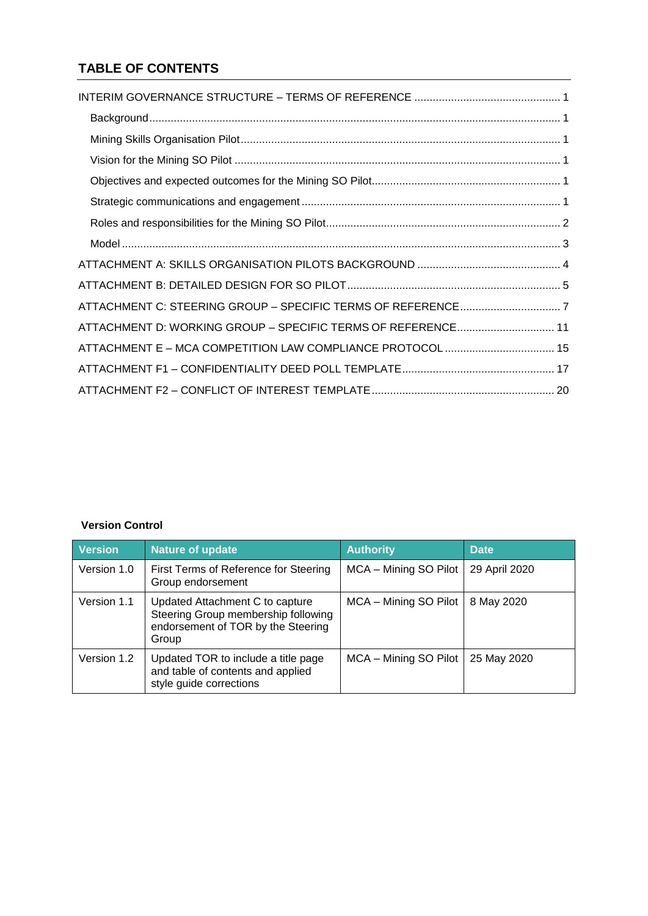## TABLE OF CONTENTS

INTERIM GOVERNANCE STRUCTURE – TERMS OF REFERENCE ........................................ 1

- Background ........................................ 1
- Mining Skills Organisation Pilot ........................................ 1
- Vision for the Mining SO Pilot ........................................ 1
- Objectives and expected outcomes for the Mining SO Pilot ........................................ 1
- Strategic communications and engagement ........................................ 1
- Roles and responsibilities for the Mining SO Pilot ........................................ 2
- Model ........................................ 3

ATTACHMENT A: SKILLS ORGANISATION PILOTS BACKGROUND ........................................ 4

ATTACHMENT B: DETAILED DESIGN FOR SO PILOT ........................................ 5

ATTACHMENT C: STEERING GROUP – SPECIFIC TERMS OF REFERENCE ........................................ 7

ATTACHMENT D: WORKING GROUP – SPECIFIC TERMS OF REFERENCE ........................................ 11

ATTACHMENT E – MCA COMPETITION LAW COMPLIANCE PROTOCOL ........................................ 15

ATTACHMENT F1 – CONFIDENTIALITY DEED POLL TEMPLATE ........................................ 17

ATTACHMENT F2 – CONFLICT OF INTEREST TEMPLATE ........................................ 20

**Version Control**

| Version | Nature of update | Authority | Date |
| --- | --- | --- | --- |
| Version 1.0 | First Terms of Reference for Steering Group endorsement | MCA – Mining SO Pilot | 29 April 2020 |
| Version 1.1 | Updated Attachment C to capture Steering Group membership following endorsement of TOR by the Steering Group | MCA – Mining SO Pilot | 8 May 2020 |
| Version 1.2 | Updated TOR to include a title page and table of contents and applied style guide corrections | MCA – Mining SO Pilot | 25 May 2020 |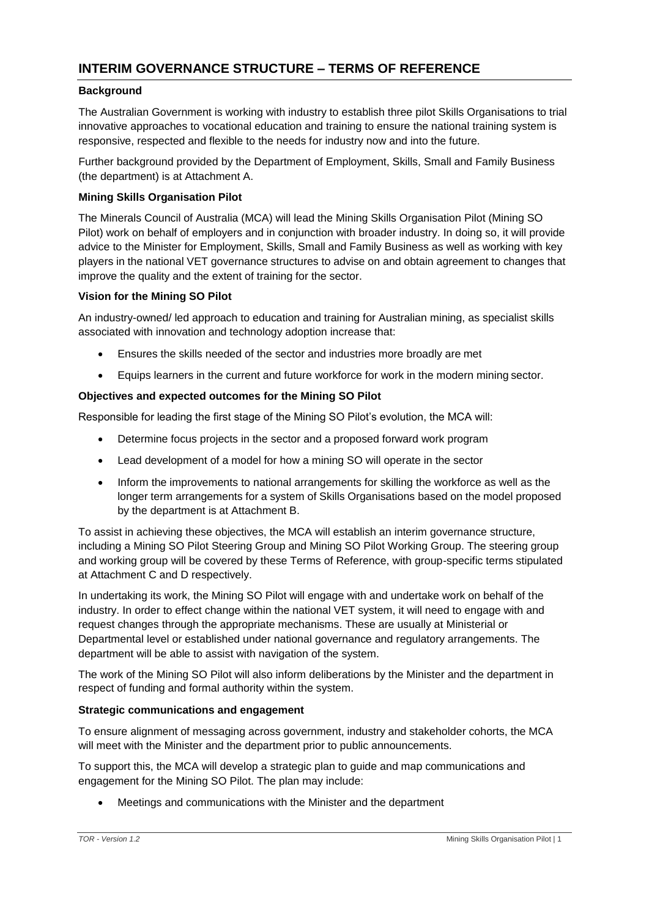# INTERIM GOVERNANCE STRUCTURE – TERMS OF REFERENCE

**Background**

The Australian Government is working with industry to establish three pilot Skills Organisations to trial innovative approaches to vocational education and training to ensure the national training system is responsive, respected and flexible to the needs for industry now and into the future.

Further background provided by the Department of Employment, Skills, Small and Family Business (the department) is at Attachment A.

**Mining Skills Organisation Pilot**

The Minerals Council of Australia (MCA) will lead the Mining Skills Organisation Pilot (Mining SO Pilot) work on behalf of employers and in conjunction with broader industry. In doing so, it will provide advice to the Minister for Employment, Skills, Small and Family Business as well as working with key players in the national VET governance structures to advise on and obtain agreement to changes that improve the quality and the extent of training for the sector.

**Vision for the Mining SO Pilot**

An industry-owned/ led approach to education and training for Australian mining, as specialist skills associated with innovation and technology adoption increase that:

- Ensures the skills needed of the sector and industries more broadly are met
- Equips learners in the current and future workforce for work in the modern mining sector.

**Objectives and expected outcomes for the Mining SO Pilot**

Responsible for leading the first stage of the Mining SO Pilot's evolution, the MCA will:

- Determine focus projects in the sector and a proposed forward work program
- Lead development of a model for how a mining SO will operate in the sector
- Inform the improvements to national arrangements for skilling the workforce as well as the longer term arrangements for a system of Skills Organisations based on the model proposed by the department is at Attachment B.

To assist in achieving these objectives, the MCA will establish an interim governance structure, including a Mining SO Pilot Steering Group and Mining SO Pilot Working Group. The steering group and working group will be covered by these Terms of Reference, with group-specific terms stipulated at Attachment C and D respectively.

In undertaking its work, the Mining SO Pilot will engage with and undertake work on behalf of the industry. In order to effect change within the national VET system, it will need to engage with and request changes through the appropriate mechanisms. These are usually at Ministerial or Departmental level or established under national governance and regulatory arrangements. The department will be able to assist with navigation of the system.

The work of the Mining SO Pilot will also inform deliberations by the Minister and the department in respect of funding and formal authority within the system.

**Strategic communications and engagement**

To ensure alignment of messaging across government, industry and stakeholder cohorts, the MCA will meet with the Minister and the department prior to public announcements.

To support this, the MCA will develop a strategic plan to guide and map communications and engagement for the Mining SO Pilot. The plan may include:

- Meetings and communications with the Minister and the department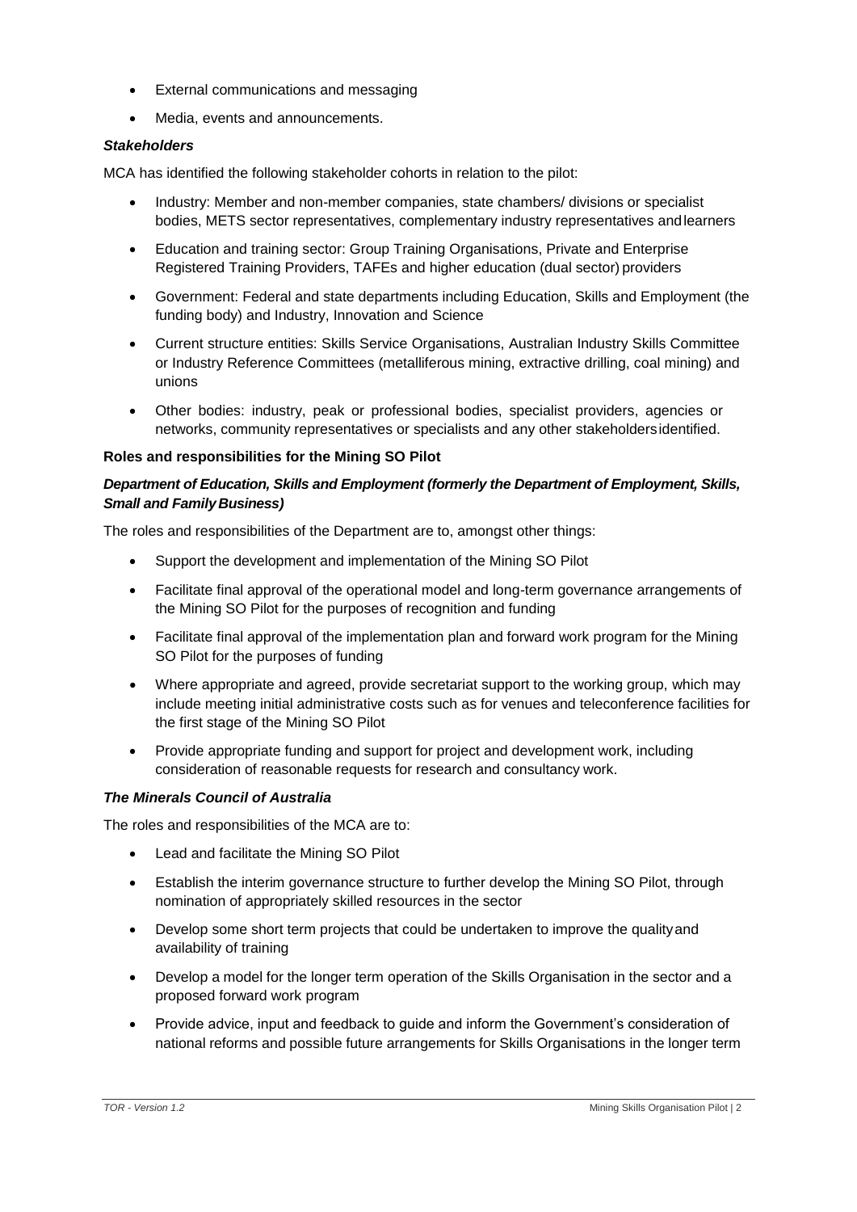- External communications and messaging
- Media, events and announcements.

***Stakeholders***

MCA has identified the following stakeholder cohorts in relation to the pilot:

- Industry: Member and non-member companies, state chambers/ divisions or specialist bodies, METS sector representatives, complementary industry representatives and learners
- Education and training sector: Group Training Organisations, Private and Enterprise Registered Training Providers, TAFEs and higher education (dual sector) providers
- Government: Federal and state departments including Education, Skills and Employment (the funding body) and Industry, Innovation and Science
- Current structure entities: Skills Service Organisations, Australian Industry Skills Committee or Industry Reference Committees (metalliferous mining, extractive drilling, coal mining) and unions
- Other bodies: industry, peak or professional bodies, specialist providers, agencies or networks, community representatives or specialists and any other stakeholders identified.

**Roles and responsibilities for the Mining SO Pilot**

***Department of Education, Skills and Employment (formerly the Department of Employment, Skills, Small and Family Business)***

The roles and responsibilities of the Department are to, amongst other things:

- Support the development and implementation of the Mining SO Pilot
- Facilitate final approval of the operational model and long-term governance arrangements of the Mining SO Pilot for the purposes of recognition and funding
- Facilitate final approval of the implementation plan and forward work program for the Mining SO Pilot for the purposes of funding
- Where appropriate and agreed, provide secretariat support to the working group, which may include meeting initial administrative costs such as for venues and teleconference facilities for the first stage of the Mining SO Pilot
- Provide appropriate funding and support for project and development work, including consideration of reasonable requests for research and consultancy work.

***The Minerals Council of Australia***

The roles and responsibilities of the MCA are to:

- Lead and facilitate the Mining SO Pilot
- Establish the interim governance structure to further develop the Mining SO Pilot, through nomination of appropriately skilled resources in the sector
- Develop some short term projects that could be undertaken to improve the quality and availability of training
- Develop a model for the longer term operation of the Skills Organisation in the sector and a proposed forward work program
- Provide advice, input and feedback to guide and inform the Government's consideration of national reforms and possible future arrangements for Skills Organisations in the longer term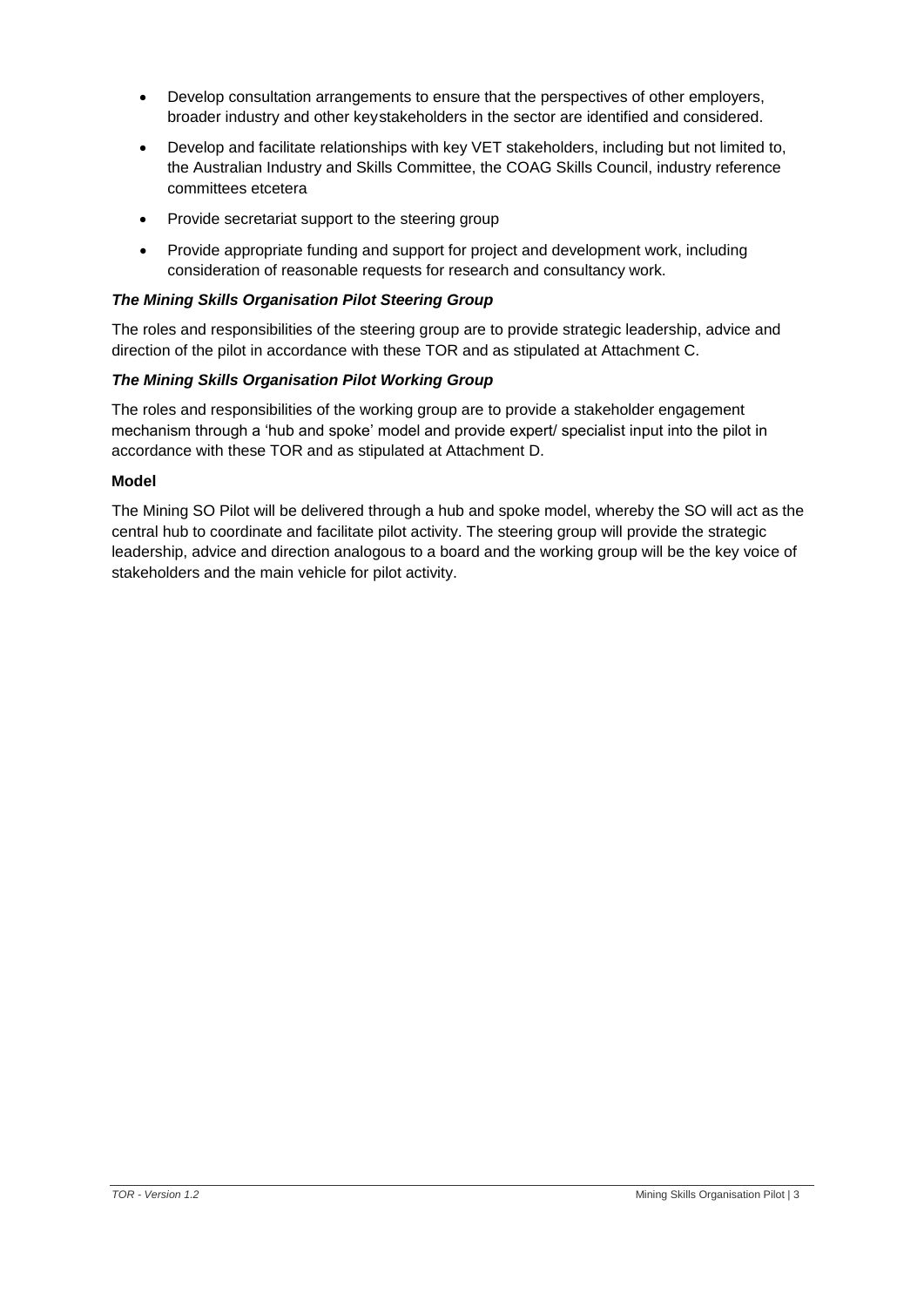- Develop consultation arrangements to ensure that the perspectives of other employers, broader industry and other keystakeholders in the sector are identified and considered.
- Develop and facilitate relationships with key VET stakeholders, including but not limited to, the Australian Industry and Skills Committee, the COAG Skills Council, industry reference committees etcetera
- Provide secretariat support to the steering group
- Provide appropriate funding and support for project and development work, including consideration of reasonable requests for research and consultancy work.

***The Mining Skills Organisation Pilot Steering Group***

The roles and responsibilities of the steering group are to provide strategic leadership, advice and direction of the pilot in accordance with these TOR and as stipulated at Attachment C.

***The Mining Skills Organisation Pilot Working Group***

The roles and responsibilities of the working group are to provide a stakeholder engagement mechanism through a 'hub and spoke' model and provide expert/ specialist input into the pilot in accordance with these TOR and as stipulated at Attachment D.

**Model**

The Mining SO Pilot will be delivered through a hub and spoke model, whereby the SO will act as the central hub to coordinate and facilitate pilot activity. The steering group will provide the strategic leadership, advice and direction analogous to a board and the working group will be the key voice of stakeholders and the main vehicle for pilot activity.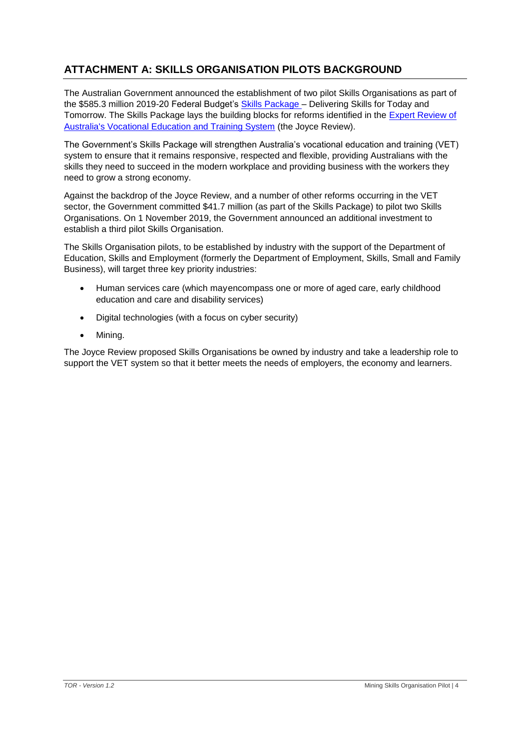## ATTACHMENT A: SKILLS ORGANISATION PILOTS BACKGROUND

The Australian Government announced the establishment of two pilot Skills Organisations as part of the $585.3 million 2019-20 Federal Budget's Skills Package – Delivering Skills for Today and Tomorrow. The Skills Package lays the building blocks for reforms identified in the Expert Review of Australia's Vocational Education and Training System (the Joyce Review).

The Government's Skills Package will strengthen Australia's vocational education and training (VET) system to ensure that it remains responsive, respected and flexible, providing Australians with the skills they need to succeed in the modern workplace and providing business with the workers they need to grow a strong economy.

Against the backdrop of the Joyce Review, and a number of other reforms occurring in the VET sector, the Government committed $41.7 million (as part of the Skills Package) to pilot two Skills Organisations. On 1 November 2019, the Government announced an additional investment to establish a third pilot Skills Organisation.

The Skills Organisation pilots, to be established by industry with the support of the Department of Education, Skills and Employment (formerly the Department of Employment, Skills, Small and Family Business), will target three key priority industries:

- Human services care (which mayencompass one or more of aged care, early childhood education and care and disability services)
- Digital technologies (with a focus on cyber security)
- Mining.

The Joyce Review proposed Skills Organisations be owned by industry and take a leadership role to support the VET system so that it better meets the needs of employers, the economy and learners.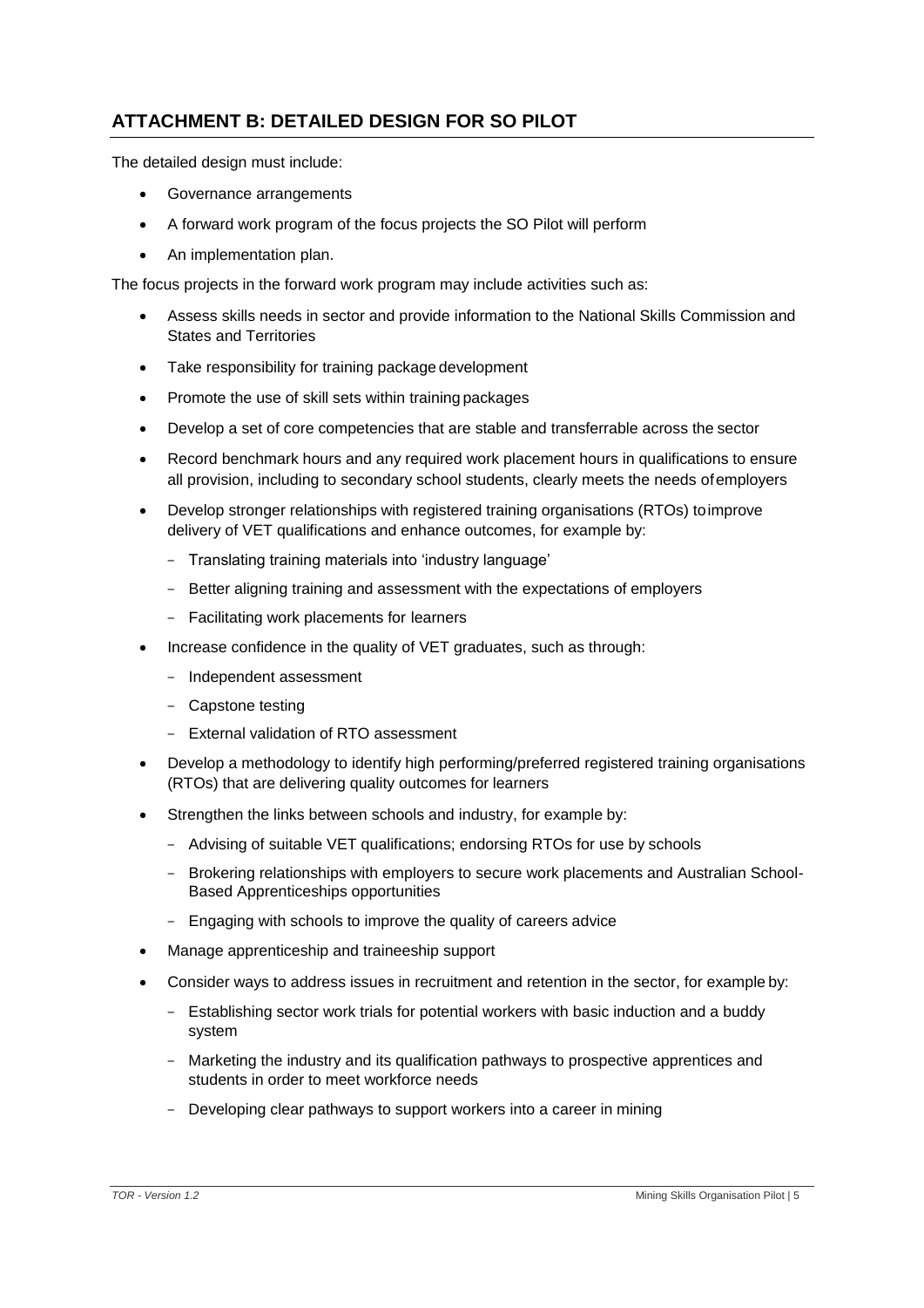## ATTACHMENT B: DETAILED DESIGN FOR SO PILOT

The detailed design must include:

- Governance arrangements
- A forward work program of the focus projects the SO Pilot will perform
- An implementation plan.

The focus projects in the forward work program may include activities such as:

- Assess skills needs in sector and provide information to the National Skills Commission and States and Territories
- Take responsibility for training package development
- Promote the use of skill sets within training packages
- Develop a set of core competencies that are stable and transferrable across the sector
- Record benchmark hours and any required work placement hours in qualifications to ensure all provision, including to secondary school students, clearly meets the needs of employers
- Develop stronger relationships with registered training organisations (RTOs) to improve delivery of VET qualifications and enhance outcomes, for example by:
  - Translating training materials into 'industry language'
  - Better aligning training and assessment with the expectations of employers
  - Facilitating work placements for learners
- Increase confidence in the quality of VET graduates, such as through:
  - Independent assessment
  - Capstone testing
  - External validation of RTO assessment
- Develop a methodology to identify high performing/preferred registered training organisations (RTOs) that are delivering quality outcomes for learners
- Strengthen the links between schools and industry, for example by:
  - Advising of suitable VET qualifications; endorsing RTOs for use by schools
  - Brokering relationships with employers to secure work placements and Australian School-Based Apprenticeships opportunities
  - Engaging with schools to improve the quality of careers advice
- Manage apprenticeship and traineeship support
- Consider ways to address issues in recruitment and retention in the sector, for example by:
  - Establishing sector work trials for potential workers with basic induction and a buddy system
  - Marketing the industry and its qualification pathways to prospective apprentices and students in order to meet workforce needs
  - Developing clear pathways to support workers into a career in mining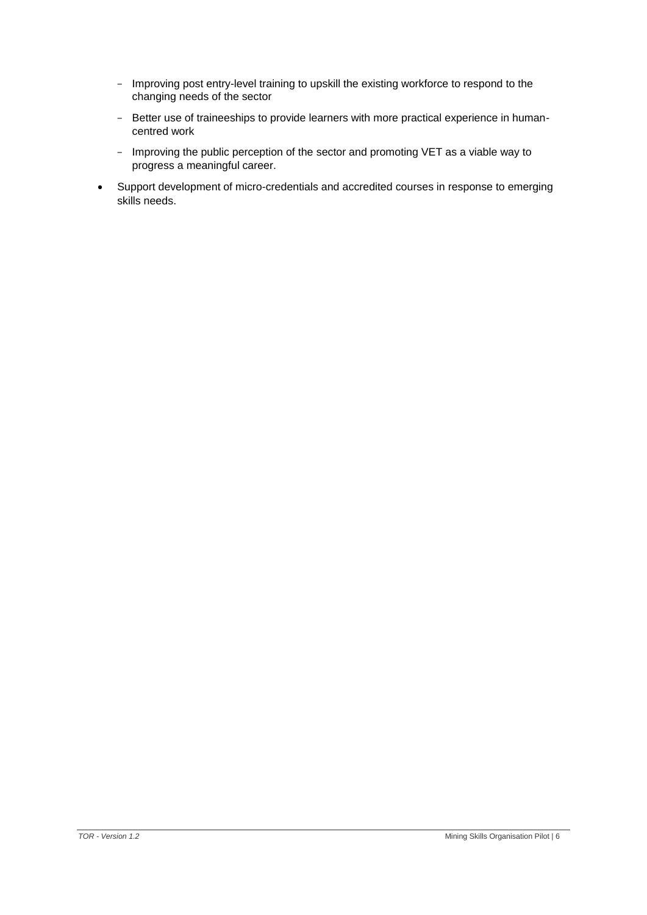- Improving post entry-level training to upskill the existing workforce to respond to the changing needs of the sector
  - Better use of traineeships to provide learners with more practical experience in human-centred work
  - Improving the public perception of the sector and promoting VET as a viable way to progress a meaningful career.
- Support development of micro-credentials and accredited courses in response to emerging skills needs.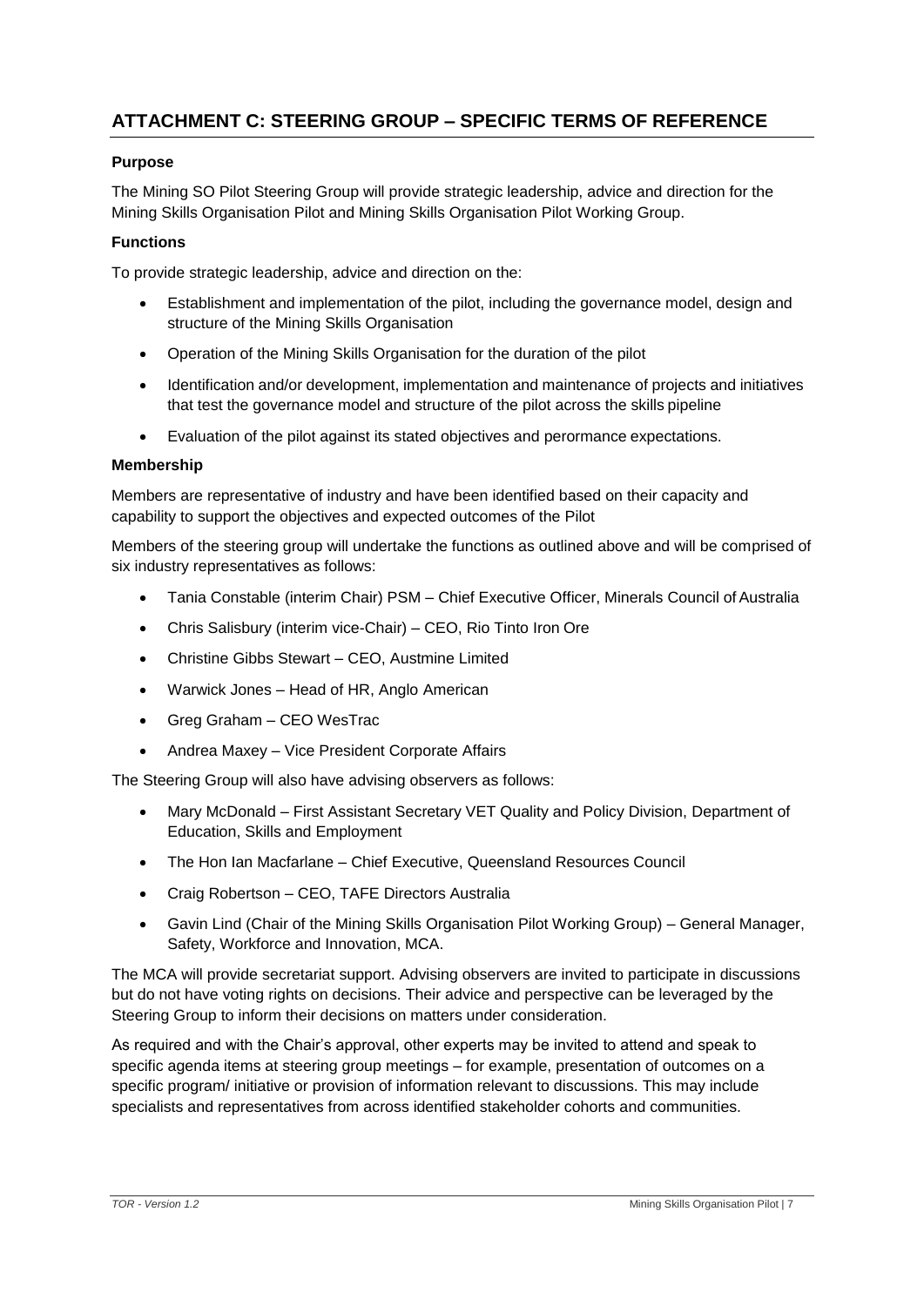## ATTACHMENT C: STEERING GROUP – SPECIFIC TERMS OF REFERENCE

**Purpose**

The Mining SO Pilot Steering Group will provide strategic leadership, advice and direction for the Mining Skills Organisation Pilot and Mining Skills Organisation Pilot Working Group.

**Functions**

To provide strategic leadership, advice and direction on the:

- Establishment and implementation of the pilot, including the governance model, design and structure of the Mining Skills Organisation
- Operation of the Mining Skills Organisation for the duration of the pilot
- Identification and/or development, implementation and maintenance of projects and initiatives that test the governance model and structure of the pilot across the skills pipeline
- Evaluation of the pilot against its stated objectives and perormance expectations.

**Membership**

Members are representative of industry and have been identified based on their capacity and capability to support the objectives and expected outcomes of the Pilot

Members of the steering group will undertake the functions as outlined above and will be comprised of six industry representatives as follows:

- Tania Constable (interim Chair) PSM – Chief Executive Officer, Minerals Council of Australia
- Chris Salisbury (interim vice-Chair) – CEO, Rio Tinto Iron Ore
- Christine Gibbs Stewart – CEO, Austmine Limited
- Warwick Jones – Head of HR, Anglo American
- Greg Graham – CEO WesTrac
- Andrea Maxey – Vice President Corporate Affairs

The Steering Group will also have advising observers as follows:

- Mary McDonald – First Assistant Secretary VET Quality and Policy Division, Department of Education, Skills and Employment
- The Hon Ian Macfarlane – Chief Executive, Queensland Resources Council
- Craig Robertson – CEO, TAFE Directors Australia
- Gavin Lind (Chair of the Mining Skills Organisation Pilot Working Group) – General Manager, Safety, Workforce and Innovation, MCA.

The MCA will provide secretariat support. Advising observers are invited to participate in discussions but do not have voting rights on decisions. Their advice and perspective can be leveraged by the Steering Group to inform their decisions on matters under consideration.

As required and with the Chair's approval, other experts may be invited to attend and speak to specific agenda items at steering group meetings – for example, presentation of outcomes on a specific program/ initiative or provision of information relevant to discussions. This may include specialists and representatives from across identified stakeholder cohorts and communities.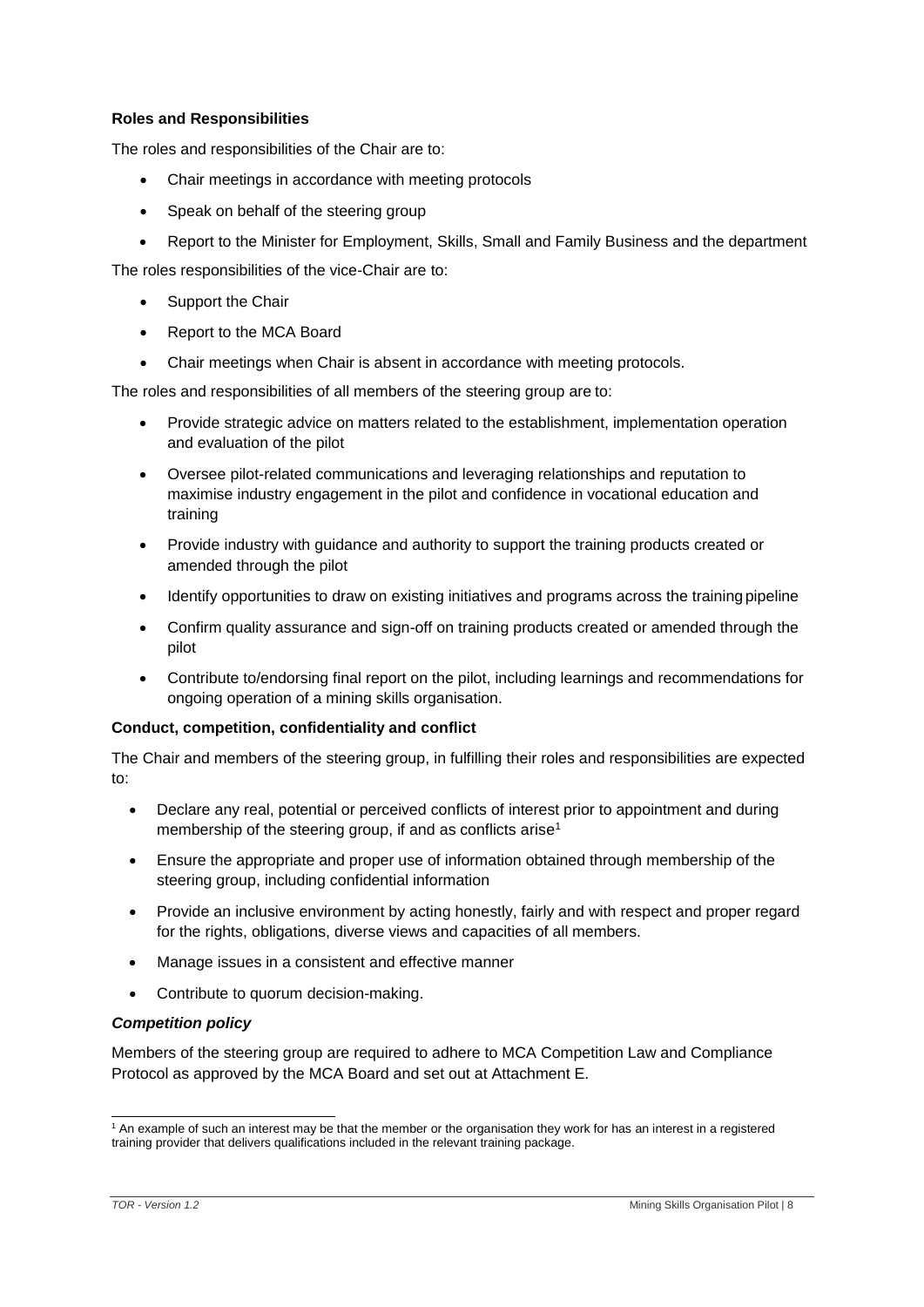**Roles and Responsibilities**

The roles and responsibilities of the Chair are to:

- Chair meetings in accordance with meeting protocols
- Speak on behalf of the steering group
- Report to the Minister for Employment, Skills, Small and Family Business and the department

The roles responsibilities of the vice-Chair are to:

- Support the Chair
- Report to the MCA Board
- Chair meetings when Chair is absent in accordance with meeting protocols.

The roles and responsibilities of all members of the steering group are to:

- Provide strategic advice on matters related to the establishment, implementation operation and evaluation of the pilot
- Oversee pilot-related communications and leveraging relationships and reputation to maximise industry engagement in the pilot and confidence in vocational education and training
- Provide industry with guidance and authority to support the training products created or amended through the pilot
- Identify opportunities to draw on existing initiatives and programs across the training pipeline
- Confirm quality assurance and sign-off on training products created or amended through the pilot
- Contribute to/endorsing final report on the pilot, including learnings and recommendations for ongoing operation of a mining skills organisation.

**Conduct, competition, confidentiality and conflict**

The Chair and members of the steering group, in fulfilling their roles and responsibilities are expected to:

- Declare any real, potential or perceived conflicts of interest prior to appointment and during membership of the steering group, if and as conflicts arise[1]
- Ensure the appropriate and proper use of information obtained through membership of the steering group, including confidential information
- Provide an inclusive environment by acting honestly, fairly and with respect and proper regard for the rights, obligations, diverse views and capacities of all members.
- Manage issues in a consistent and effective manner
- Contribute to quorum decision-making.

***Competition policy***

Members of the steering group are required to adhere to MCA Competition Law and Compliance Protocol as approved by the MCA Board and set out at Attachment E.

[1] An example of such an interest may be that the member or the organisation they work for has an interest in a registered training provider that delivers qualifications included in the relevant training package.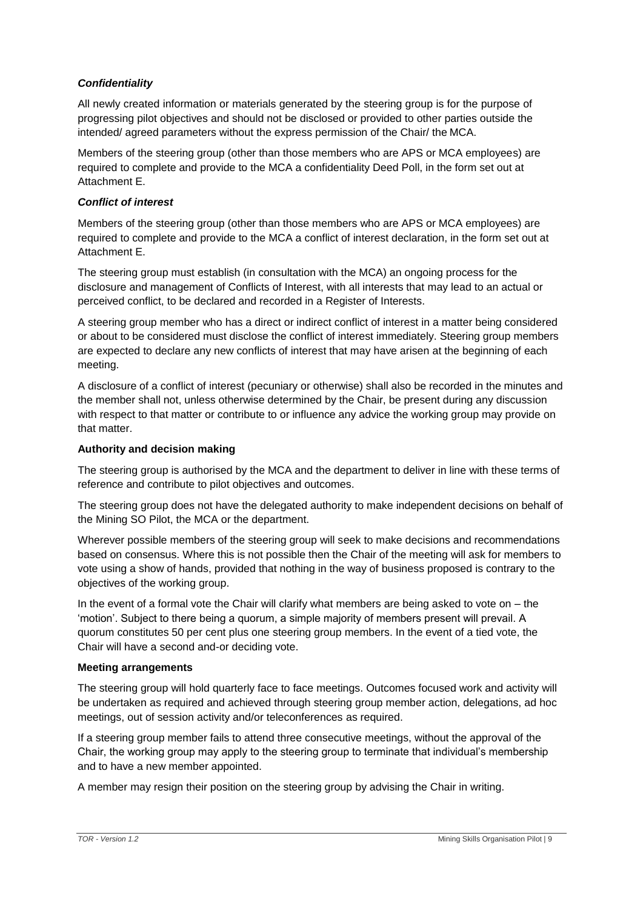### *Confidentiality*

All newly created information or materials generated by the steering group is for the purpose of progressing pilot objectives and should not be disclosed or provided to other parties outside the intended/ agreed parameters without the express permission of the Chair/ the MCA.

Members of the steering group (other than those members who are APS or MCA employees) are required to complete and provide to the MCA a confidentiality Deed Poll, in the form set out at Attachment E.

### *Conflict of interest*

Members of the steering group (other than those members who are APS or MCA employees) are required to complete and provide to the MCA a conflict of interest declaration, in the form set out at Attachment E.

The steering group must establish (in consultation with the MCA) an ongoing process for the disclosure and management of Conflicts of Interest, with all interests that may lead to an actual or perceived conflict, to be declared and recorded in a Register of Interests.

A steering group member who has a direct or indirect conflict of interest in a matter being considered or about to be considered must disclose the conflict of interest immediately. Steering group members are expected to declare any new conflicts of interest that may have arisen at the beginning of each meeting.

A disclosure of a conflict of interest (pecuniary or otherwise) shall also be recorded in the minutes and the member shall not, unless otherwise determined by the Chair, be present during any discussion with respect to that matter or contribute to or influence any advice the working group may provide on that matter.

### Authority and decision making

The steering group is authorised by the MCA and the department to deliver in line with these terms of reference and contribute to pilot objectives and outcomes.

The steering group does not have the delegated authority to make independent decisions on behalf of the Mining SO Pilot, the MCA or the department.

Wherever possible members of the steering group will seek to make decisions and recommendations based on consensus. Where this is not possible then the Chair of the meeting will ask for members to vote using a show of hands, provided that nothing in the way of business proposed is contrary to the objectives of the working group.

In the event of a formal vote the Chair will clarify what members are being asked to vote on – the 'motion'. Subject to there being a quorum, a simple majority of members present will prevail. A quorum constitutes 50 per cent plus one steering group members. In the event of a tied vote, the Chair will have a second and-or deciding vote.

### Meeting arrangements

The steering group will hold quarterly face to face meetings. Outcomes focused work and activity will be undertaken as required and achieved through steering group member action, delegations, ad hoc meetings, out of session activity and/or teleconferences as required.

If a steering group member fails to attend three consecutive meetings, without the approval of the Chair, the working group may apply to the steering group to terminate that individual's membership and to have a new member appointed.

A member may resign their position on the steering group by advising the Chair in writing.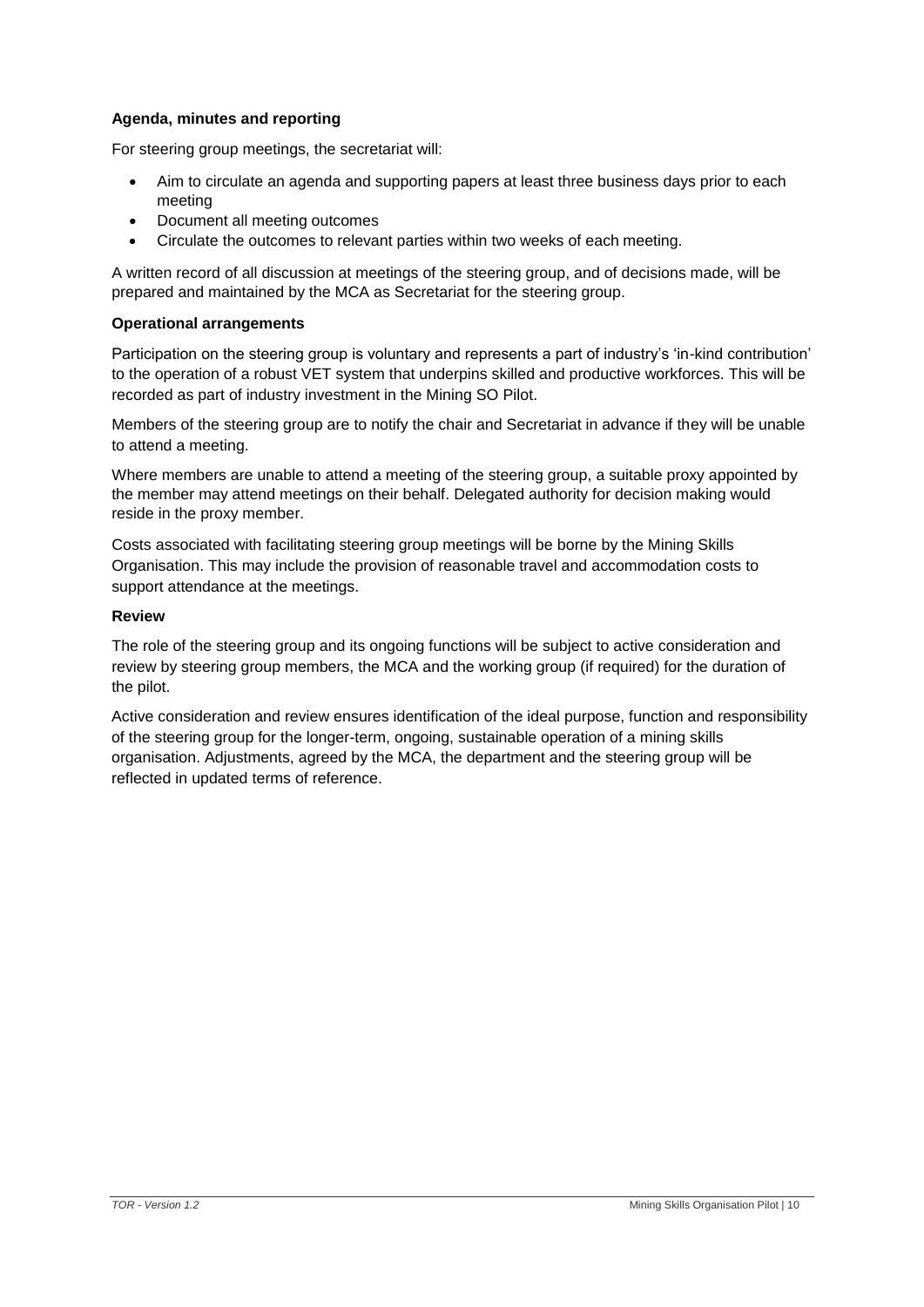**Agenda, minutes and reporting**

For steering group meetings, the secretariat will:

- Aim to circulate an agenda and supporting papers at least three business days prior to each meeting
- Document all meeting outcomes
- Circulate the outcomes to relevant parties within two weeks of each meeting.

A written record of all discussion at meetings of the steering group, and of decisions made, will be prepared and maintained by the MCA as Secretariat for the steering group.

**Operational arrangements**

Participation on the steering group is voluntary and represents a part of industry's 'in-kind contribution' to the operation of a robust VET system that underpins skilled and productive workforces. This will be recorded as part of industry investment in the Mining SO Pilot.

Members of the steering group are to notify the chair and Secretariat in advance if they will be unable to attend a meeting.

Where members are unable to attend a meeting of the steering group, a suitable proxy appointed by the member may attend meetings on their behalf. Delegated authority for decision making would reside in the proxy member.

Costs associated with facilitating steering group meetings will be borne by the Mining Skills Organisation. This may include the provision of reasonable travel and accommodation costs to support attendance at the meetings.

**Review**

The role of the steering group and its ongoing functions will be subject to active consideration and review by steering group members, the MCA and the working group (if required) for the duration of the pilot.

Active consideration and review ensures identification of the ideal purpose, function and responsibility of the steering group for the longer-term, ongoing, sustainable operation of a mining skills organisation. Adjustments, agreed by the MCA, the department and the steering group will be reflected in updated terms of reference.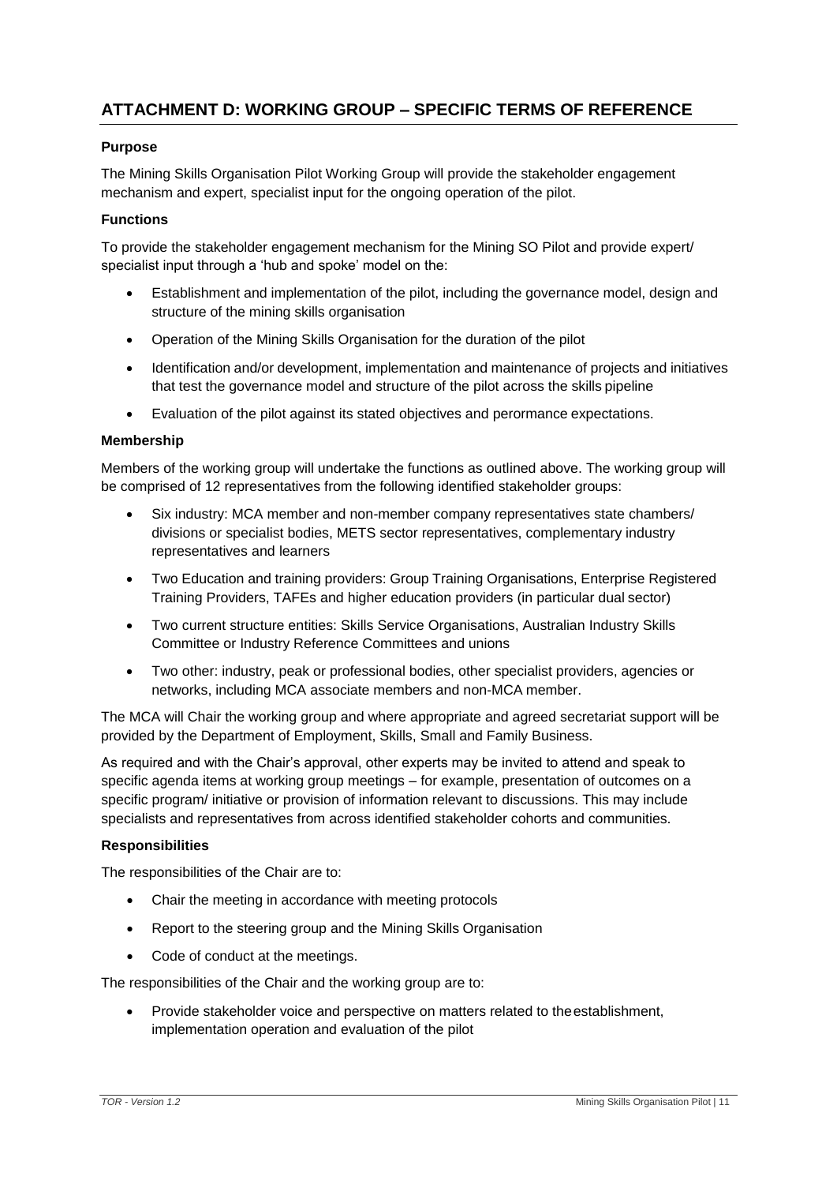## ATTACHMENT D: WORKING GROUP – SPECIFIC TERMS OF REFERENCE

**Purpose**

The Mining Skills Organisation Pilot Working Group will provide the stakeholder engagement mechanism and expert, specialist input for the ongoing operation of the pilot.

**Functions**

To provide the stakeholder engagement mechanism for the Mining SO Pilot and provide expert/ specialist input through a 'hub and spoke' model on the:

- Establishment and implementation of the pilot, including the governance model, design and structure of the mining skills organisation
- Operation of the Mining Skills Organisation for the duration of the pilot
- Identification and/or development, implementation and maintenance of projects and initiatives that test the governance model and structure of the pilot across the skills pipeline
- Evaluation of the pilot against its stated objectives and perormance expectations.

**Membership**

Members of the working group will undertake the functions as outlined above. The working group will be comprised of 12 representatives from the following identified stakeholder groups:

- Six industry: MCA member and non-member company representatives state chambers/ divisions or specialist bodies, METS sector representatives, complementary industry representatives and learners
- Two Education and training providers: Group Training Organisations, Enterprise Registered Training Providers, TAFEs and higher education providers (in particular dual sector)
- Two current structure entities: Skills Service Organisations, Australian Industry Skills Committee or Industry Reference Committees and unions
- Two other: industry, peak or professional bodies, other specialist providers, agencies or networks, including MCA associate members and non-MCA member.

The MCA will Chair the working group and where appropriate and agreed secretariat support will be provided by the Department of Employment, Skills, Small and Family Business.

As required and with the Chair's approval, other experts may be invited to attend and speak to specific agenda items at working group meetings – for example, presentation of outcomes on a specific program/ initiative or provision of information relevant to discussions. This may include specialists and representatives from across identified stakeholder cohorts and communities.

**Responsibilities**

The responsibilities of the Chair are to:

- Chair the meeting in accordance with meeting protocols
- Report to the steering group and the Mining Skills Organisation
- Code of conduct at the meetings.

The responsibilities of the Chair and the working group are to:

- Provide stakeholder voice and perspective on matters related to theestablishment, implementation operation and evaluation of the pilot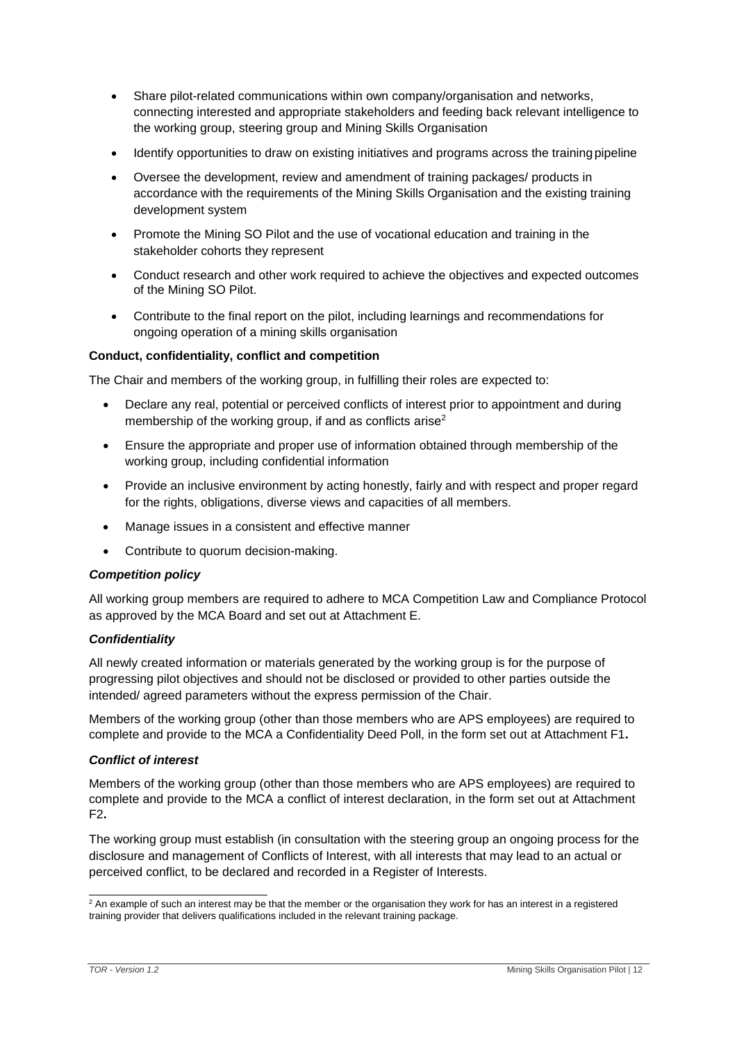- Share pilot-related communications within own company/organisation and networks, connecting interested and appropriate stakeholders and feeding back relevant intelligence to the working group, steering group and Mining Skills Organisation
- Identify opportunities to draw on existing initiatives and programs across the training pipeline
- Oversee the development, review and amendment of training packages/ products in accordance with the requirements of the Mining Skills Organisation and the existing training development system
- Promote the Mining SO Pilot and the use of vocational education and training in the stakeholder cohorts they represent
- Conduct research and other work required to achieve the objectives and expected outcomes of the Mining SO Pilot.
- Contribute to the final report on the pilot, including learnings and recommendations for ongoing operation of a mining skills organisation

**Conduct, confidentiality, conflict and competition**

The Chair and members of the working group, in fulfilling their roles are expected to:

- Declare any real, potential or perceived conflicts of interest prior to appointment and during membership of the working group, if and as conflicts arise[2]
- Ensure the appropriate and proper use of information obtained through membership of the working group, including confidential information
- Provide an inclusive environment by acting honestly, fairly and with respect and proper regard for the rights, obligations, diverse views and capacities of all members.
- Manage issues in a consistent and effective manner
- Contribute to quorum decision-making.

***Competition policy***

All working group members are required to adhere to MCA Competition Law and Compliance Protocol as approved by the MCA Board and set out at Attachment E.

***Confidentiality***

All newly created information or materials generated by the working group is for the purpose of progressing pilot objectives and should not be disclosed or provided to other parties outside the intended/ agreed parameters without the express permission of the Chair.

Members of the working group (other than those members who are APS employees) are required to complete and provide to the MCA a Confidentiality Deed Poll, in the form set out at Attachment F1**.**

***Conflict of interest***

Members of the working group (other than those members who are APS employees) are required to complete and provide to the MCA a conflict of interest declaration, in the form set out at Attachment F2**.**

The working group must establish (in consultation with the steering group an ongoing process for the disclosure and management of Conflicts of Interest, with all interests that may lead to an actual or perceived conflict, to be declared and recorded in a Register of Interests.

[2] An example of such an interest may be that the member or the organisation they work for has an interest in a registered training provider that delivers qualifications included in the relevant training package.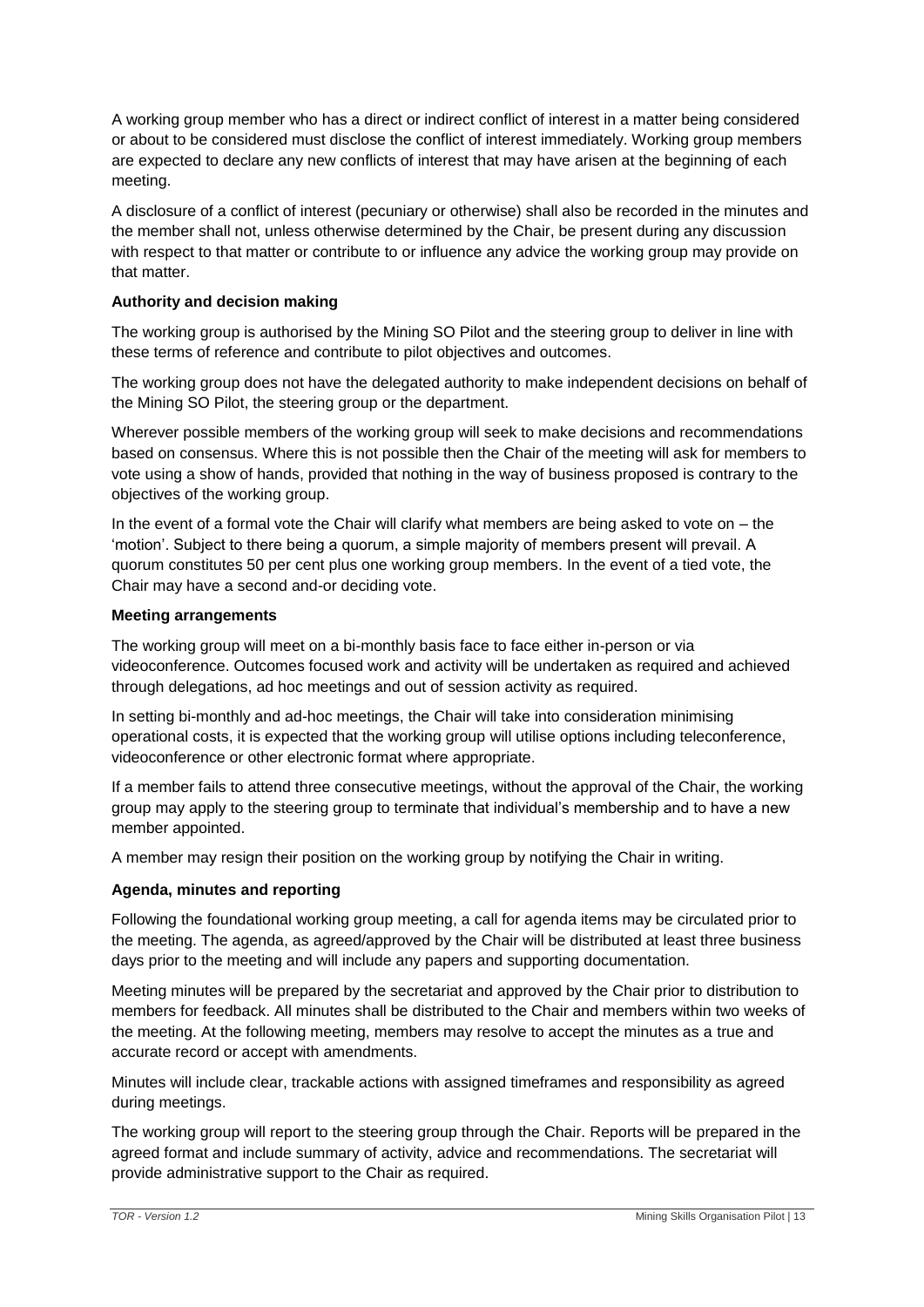A working group member who has a direct or indirect conflict of interest in a matter being considered or about to be considered must disclose the conflict of interest immediately. Working group members are expected to declare any new conflicts of interest that may have arisen at the beginning of each meeting.

A disclosure of a conflict of interest (pecuniary or otherwise) shall also be recorded in the minutes and the member shall not, unless otherwise determined by the Chair, be present during any discussion with respect to that matter or contribute to or influence any advice the working group may provide on that matter.

**Authority and decision making**

The working group is authorised by the Mining SO Pilot and the steering group to deliver in line with these terms of reference and contribute to pilot objectives and outcomes.

The working group does not have the delegated authority to make independent decisions on behalf of the Mining SO Pilot, the steering group or the department.

Wherever possible members of the working group will seek to make decisions and recommendations based on consensus. Where this is not possible then the Chair of the meeting will ask for members to vote using a show of hands, provided that nothing in the way of business proposed is contrary to the objectives of the working group.

In the event of a formal vote the Chair will clarify what members are being asked to vote on – the 'motion'. Subject to there being a quorum, a simple majority of members present will prevail. A quorum constitutes 50 per cent plus one working group members. In the event of a tied vote, the Chair may have a second and-or deciding vote.

**Meeting arrangements**

The working group will meet on a bi-monthly basis face to face either in-person or via videoconference. Outcomes focused work and activity will be undertaken as required and achieved through delegations, ad hoc meetings and out of session activity as required.

In setting bi-monthly and ad-hoc meetings, the Chair will take into consideration minimising operational costs, it is expected that the working group will utilise options including teleconference, videoconference or other electronic format where appropriate.

If a member fails to attend three consecutive meetings, without the approval of the Chair, the working group may apply to the steering group to terminate that individual's membership and to have a new member appointed.

A member may resign their position on the working group by notifying the Chair in writing.

**Agenda, minutes and reporting**

Following the foundational working group meeting, a call for agenda items may be circulated prior to the meeting. The agenda, as agreed/approved by the Chair will be distributed at least three business days prior to the meeting and will include any papers and supporting documentation.

Meeting minutes will be prepared by the secretariat and approved by the Chair prior to distribution to members for feedback. All minutes shall be distributed to the Chair and members within two weeks of the meeting. At the following meeting, members may resolve to accept the minutes as a true and accurate record or accept with amendments.

Minutes will include clear, trackable actions with assigned timeframes and responsibility as agreed during meetings.

The working group will report to the steering group through the Chair. Reports will be prepared in the agreed format and include summary of activity, advice and recommendations. The secretariat will provide administrative support to the Chair as required.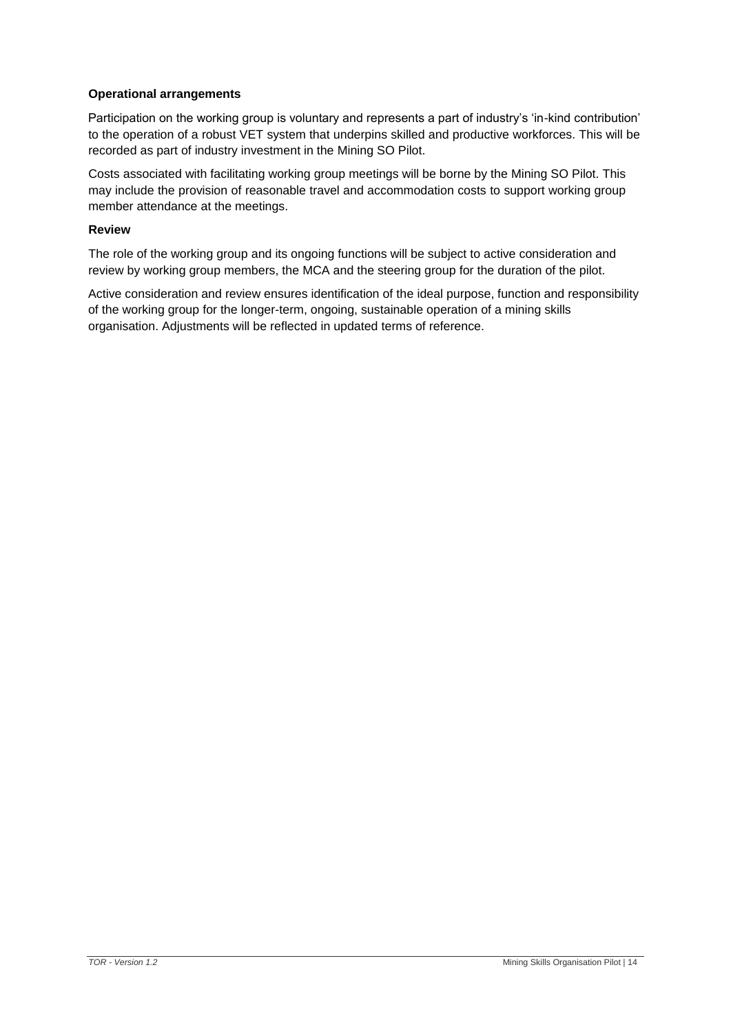**Operational arrangements**

Participation on the working group is voluntary and represents a part of industry's 'in-kind contribution' to the operation of a robust VET system that underpins skilled and productive workforces. This will be recorded as part of industry investment in the Mining SO Pilot.

Costs associated with facilitating working group meetings will be borne by the Mining SO Pilot. This may include the provision of reasonable travel and accommodation costs to support working group member attendance at the meetings.

**Review**

The role of the working group and its ongoing functions will be subject to active consideration and review by working group members, the MCA and the steering group for the duration of the pilot.

Active consideration and review ensures identification of the ideal purpose, function and responsibility of the working group for the longer-term, ongoing, sustainable operation of a mining skills organisation. Adjustments will be reflected in updated terms of reference.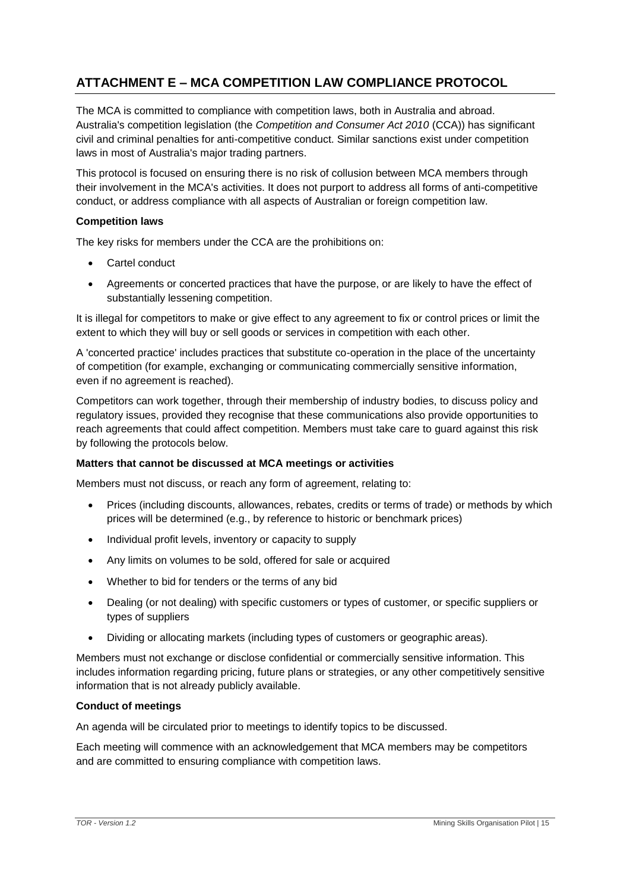## ATTACHMENT E – MCA COMPETITION LAW COMPLIANCE PROTOCOL

The MCA is committed to compliance with competition laws, both in Australia and abroad. Australia's competition legislation (the *Competition and Consumer Act 2010* (CCA)) has significant civil and criminal penalties for anti-competitive conduct. Similar sanctions exist under competition laws in most of Australia's major trading partners.

This protocol is focused on ensuring there is no risk of collusion between MCA members through their involvement in the MCA's activities. It does not purport to address all forms of anti-competitive conduct, or address compliance with all aspects of Australian or foreign competition law.

**Competition laws**

The key risks for members under the CCA are the prohibitions on:

- Cartel conduct
- Agreements or concerted practices that have the purpose, or are likely to have the effect of substantially lessening competition.

It is illegal for competitors to make or give effect to any agreement to fix or control prices or limit the extent to which they will buy or sell goods or services in competition with each other.

A 'concerted practice' includes practices that substitute co-operation in the place of the uncertainty of competition (for example, exchanging or communicating commercially sensitive information, even if no agreement is reached).

Competitors can work together, through their membership of industry bodies, to discuss policy and regulatory issues, provided they recognise that these communications also provide opportunities to reach agreements that could affect competition. Members must take care to guard against this risk by following the protocols below.

**Matters that cannot be discussed at MCA meetings or activities**

Members must not discuss, or reach any form of agreement, relating to:

- Prices (including discounts, allowances, rebates, credits or terms of trade) or methods by which prices will be determined (e.g., by reference to historic or benchmark prices)
- Individual profit levels, inventory or capacity to supply
- Any limits on volumes to be sold, offered for sale or acquired
- Whether to bid for tenders or the terms of any bid
- Dealing (or not dealing) with specific customers or types of customer, or specific suppliers or types of suppliers
- Dividing or allocating markets (including types of customers or geographic areas).

Members must not exchange or disclose confidential or commercially sensitive information. This includes information regarding pricing, future plans or strategies, or any other competitively sensitive information that is not already publicly available.

**Conduct of meetings**

An agenda will be circulated prior to meetings to identify topics to be discussed.

Each meeting will commence with an acknowledgement that MCA members may be competitors and are committed to ensuring compliance with competition laws.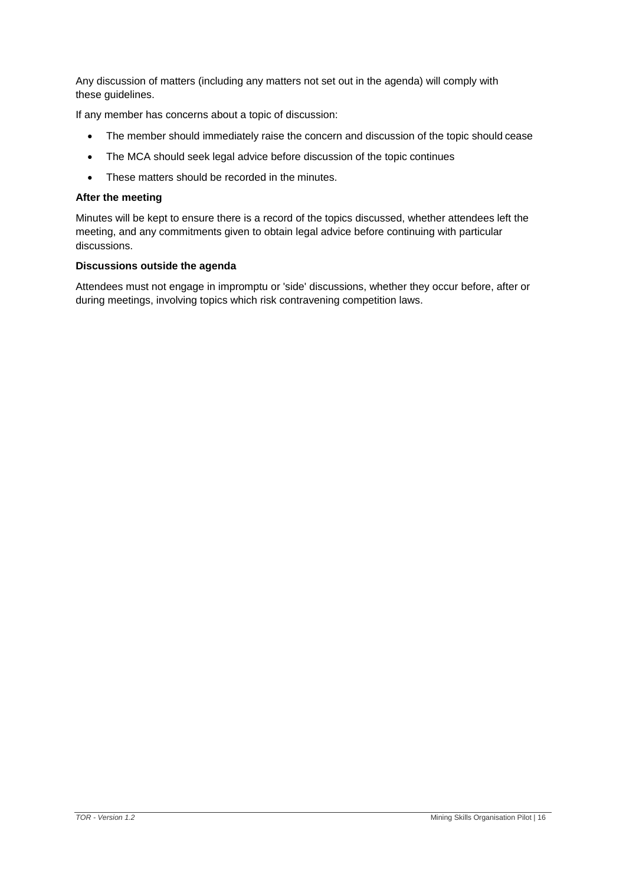Any discussion of matters (including any matters not set out in the agenda) will comply with these guidelines.

If any member has concerns about a topic of discussion:

- The member should immediately raise the concern and discussion of the topic should cease
- The MCA should seek legal advice before discussion of the topic continues
- These matters should be recorded in the minutes.

**After the meeting**

Minutes will be kept to ensure there is a record of the topics discussed, whether attendees left the meeting, and any commitments given to obtain legal advice before continuing with particular discussions.

**Discussions outside the agenda**

Attendees must not engage in impromptu or 'side' discussions, whether they occur before, after or during meetings, involving topics which risk contravening competition laws.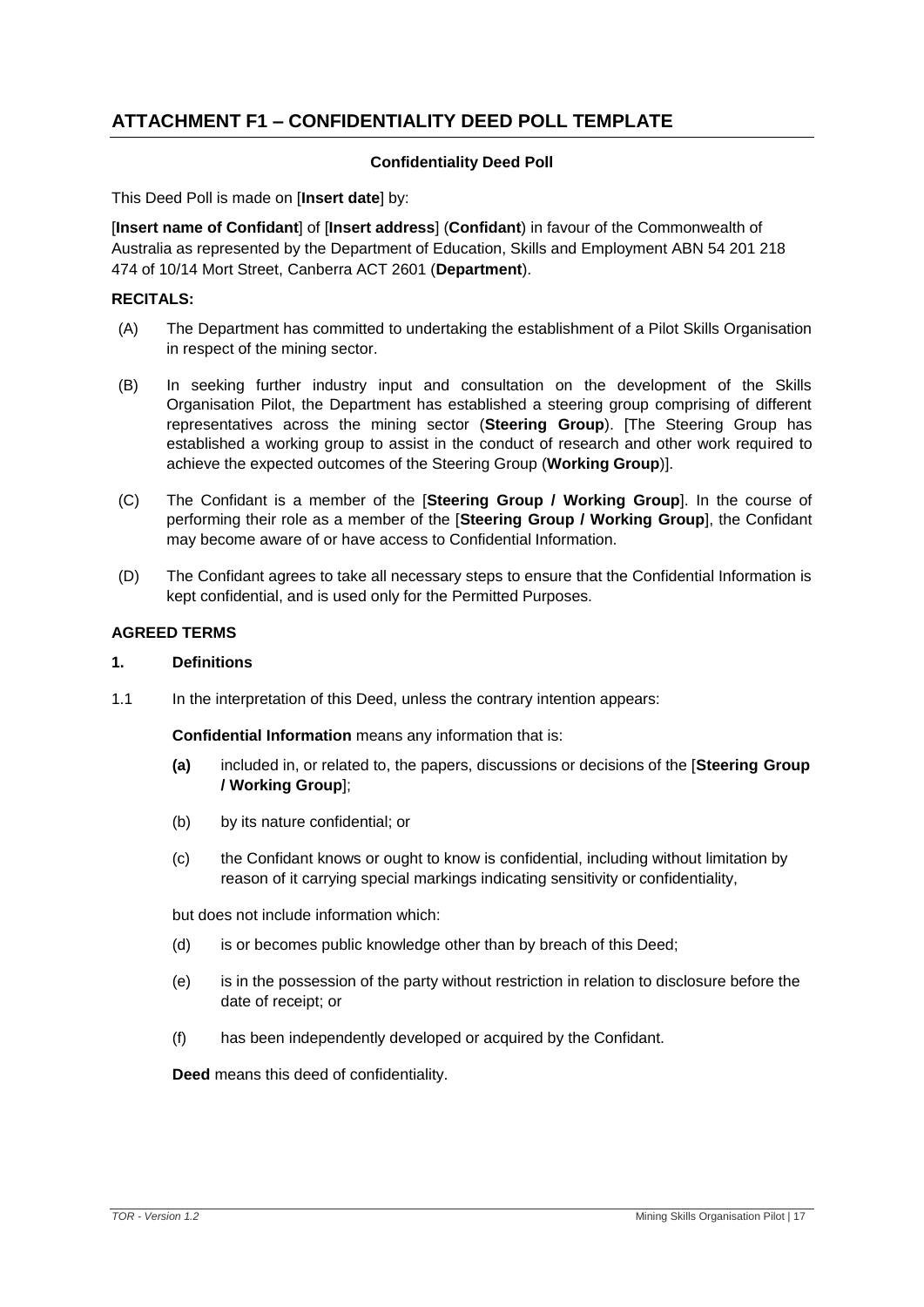## ATTACHMENT F1 – CONFIDENTIALITY DEED POLL TEMPLATE

**Confidentiality Deed Poll**

This Deed Poll is made on [**Insert date**] by:

[**Insert name of Confidant**] of [**Insert address**] (**Confidant**) in favour of the Commonwealth of Australia as represented by the Department of Education, Skills and Employment ABN 54 201 218 474 of 10/14 Mort Street, Canberra ACT 2601 (**Department**).

**RECITALS:**

(A) The Department has committed to undertaking the establishment of a Pilot Skills Organisation in respect of the mining sector.

(B) In seeking further industry input and consultation on the development of the Skills Organisation Pilot, the Department has established a steering group comprising of different representatives across the mining sector (**Steering Group**). [The Steering Group has established a working group to assist in the conduct of research and other work required to achieve the expected outcomes of the Steering Group (**Working Group**)].

(C) The Confidant is a member of the [**Steering Group / Working Group**]. In the course of performing their role as a member of the [**Steering Group / Working Group**], the Confidant may become aware of or have access to Confidential Information.

(D) The Confidant agrees to take all necessary steps to ensure that the Confidential Information is kept confidential, and is used only for the Permitted Purposes.

**AGREED TERMS**

**1. Definitions**

1.1 In the interpretation of this Deed, unless the contrary intention appears:

**Confidential Information** means any information that is:

**(a)** included in, or related to, the papers, discussions or decisions of the [**Steering Group / Working Group**];

(b) by its nature confidential; or

(c) the Confidant knows or ought to know is confidential, including without limitation by reason of it carrying special markings indicating sensitivity or confidentiality,

but does not include information which:

(d) is or becomes public knowledge other than by breach of this Deed;

(e) is in the possession of the party without restriction in relation to disclosure before the date of receipt; or

(f) has been independently developed or acquired by the Confidant.

**Deed** means this deed of confidentiality.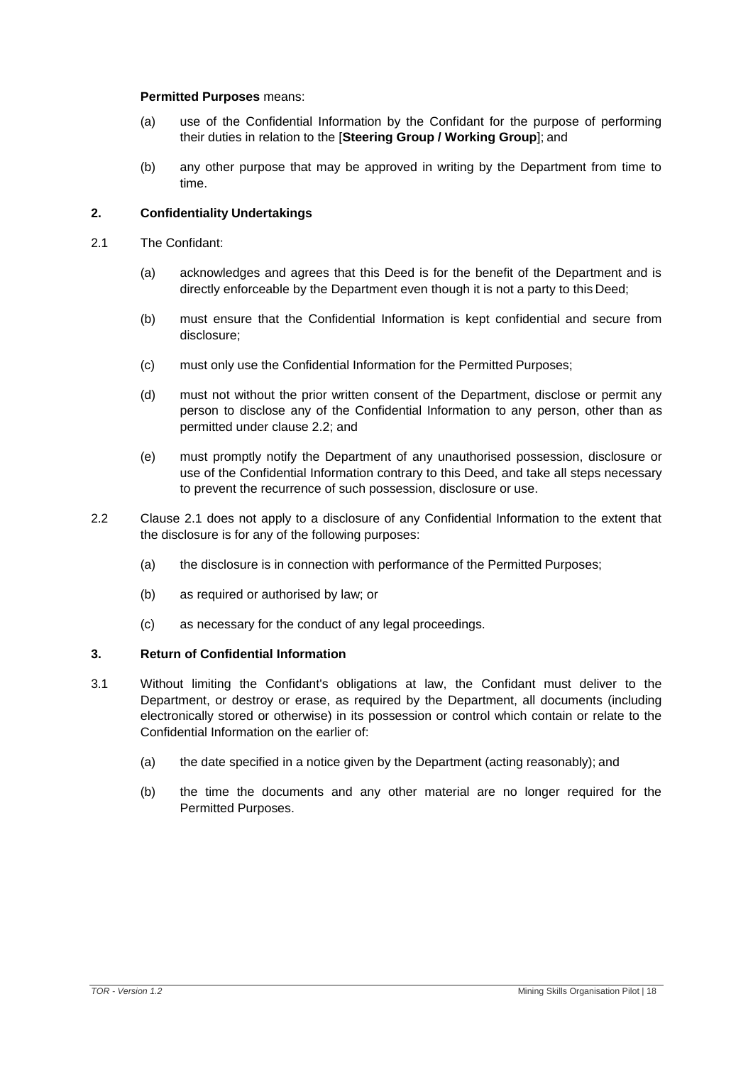**Permitted Purposes** means:

(a) use of the Confidential Information by the Confidant for the purpose of performing their duties in relation to the [**Steering Group / Working Group**]; and

(b) any other purpose that may be approved in writing by the Department from time to time.

## 2. Confidentiality Undertakings

2.1 The Confidant:

(a) acknowledges and agrees that this Deed is for the benefit of the Department and is directly enforceable by the Department even though it is not a party to this Deed;

(b) must ensure that the Confidential Information is kept confidential and secure from disclosure;

(c) must only use the Confidential Information for the Permitted Purposes;

(d) must not without the prior written consent of the Department, disclose or permit any person to disclose any of the Confidential Information to any person, other than as permitted under clause 2.2; and

(e) must promptly notify the Department of any unauthorised possession, disclosure or use of the Confidential Information contrary to this Deed, and take all steps necessary to prevent the recurrence of such possession, disclosure or use.

2.2 Clause 2.1 does not apply to a disclosure of any Confidential Information to the extent that the disclosure is for any of the following purposes:

(a) the disclosure is in connection with performance of the Permitted Purposes;

(b) as required or authorised by law; or

(c) as necessary for the conduct of any legal proceedings.

## 3. Return of Confidential Information

3.1 Without limiting the Confidant's obligations at law, the Confidant must deliver to the Department, or destroy or erase, as required by the Department, all documents (including electronically stored or otherwise) in its possession or control which contain or relate to the Confidential Information on the earlier of:

(a) the date specified in a notice given by the Department (acting reasonably); and

(b) the time the documents and any other material are no longer required for the Permitted Purposes.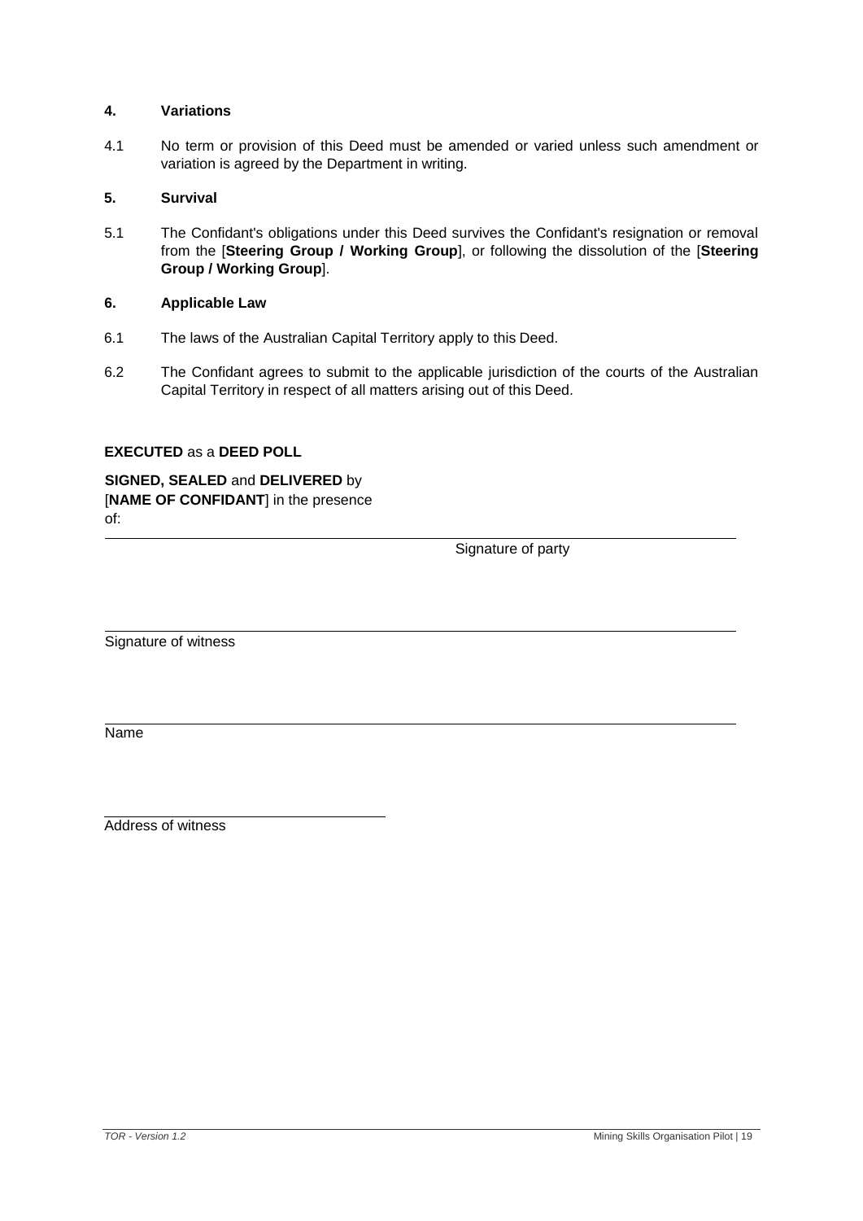## 4. Variations

4.1 No term or provision of this Deed must be amended or varied unless such amendment or variation is agreed by the Department in writing.

## 5. Survival

5.1 The Confidant's obligations under this Deed survives the Confidant's resignation or removal from the [**Steering Group / Working Group**], or following the dissolution of the [**Steering Group / Working Group**].

## 6. Applicable Law

6.1 The laws of the Australian Capital Territory apply to this Deed.

6.2 The Confidant agrees to submit to the applicable jurisdiction of the courts of the Australian Capital Territory in respect of all matters arising out of this Deed.

**EXECUTED** as a **DEED POLL**

**SIGNED, SEALED** and **DELIVERED** by [**NAME OF CONFIDANT**] in the presence of:

\_\_\_\_\_\_\_\_\_\_\_\_\_\_\_\_\_\_\_\_\_\_\_\_\_\_\_\_\_\_\_\_\_\_\_\_\_\_\_\_

Signature of party

\_\_\_\_\_\_\_\_\_\_\_\_\_\_\_\_\_\_\_\_\_\_\_\_\_\_\_\_\_\_\_\_\_\_\_\_\_\_\_\_

Signature of witness

\_\_\_\_\_\_\_\_\_\_\_\_\_\_\_\_\_\_\_\_\_\_\_\_\_\_\_\_\_\_\_\_\_\_\_\_\_\_\_\_

Name

\_\_\_\_\_\_\_\_\_\_\_\_\_\_\_\_\_\_\_\_\_\_\_\_\_\_\_\_\_\_\_\_\_\_\_\_\_\_\_\_

Address of witness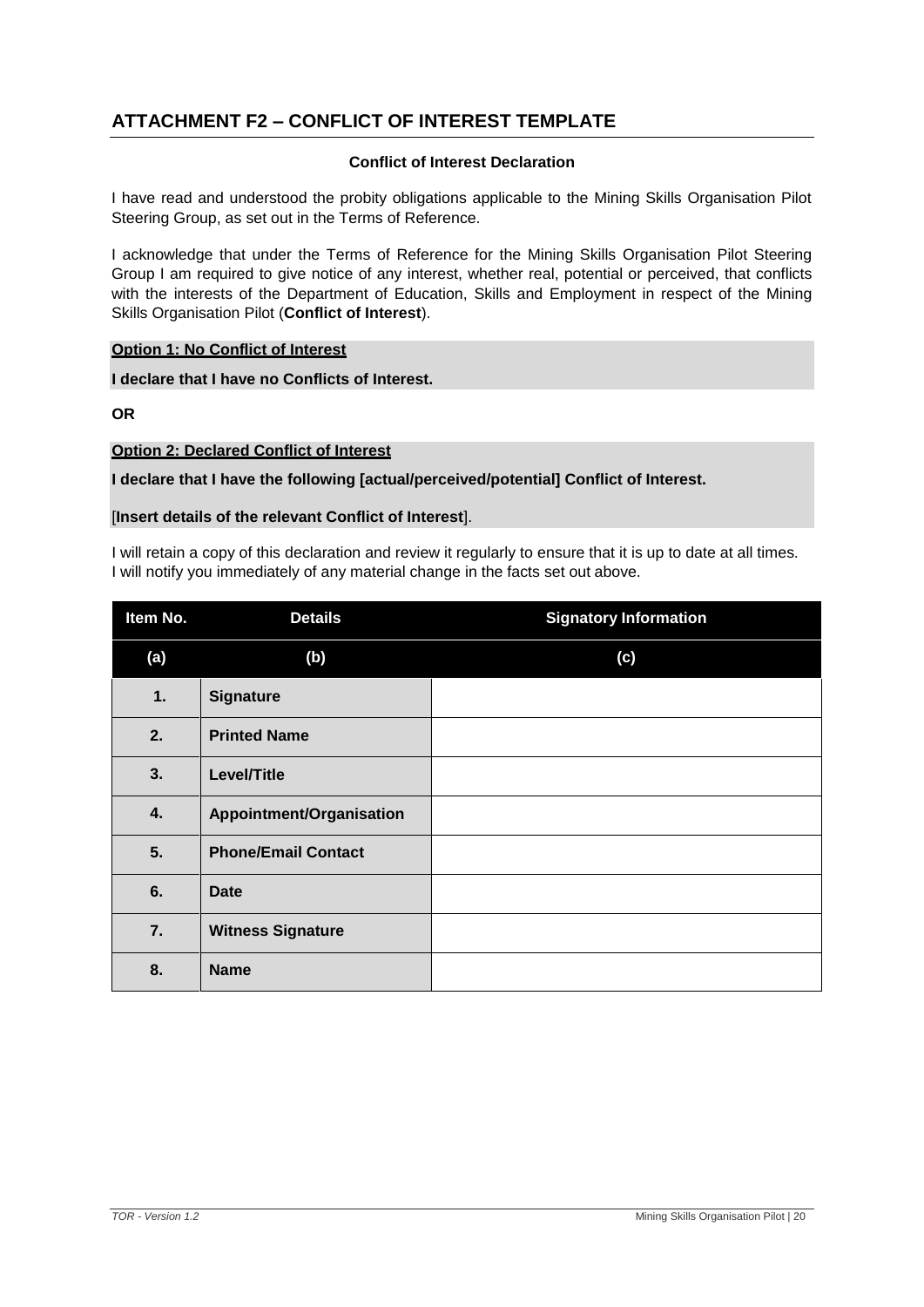## ATTACHMENT F2 – CONFLICT OF INTEREST TEMPLATE

**Conflict of Interest Declaration**

I have read and understood the probity obligations applicable to the Mining Skills Organisation Pilot Steering Group, as set out in the Terms of Reference.

I acknowledge that under the Terms of Reference for the Mining Skills Organisation Pilot Steering Group I am required to give notice of any interest, whether real, potential or perceived, that conflicts with the interests of the Department of Education, Skills and Employment in respect of the Mining Skills Organisation Pilot (**Conflict of Interest**).

**Option 1: No Conflict of Interest**

**I declare that I have no Conflicts of Interest.**

**OR**

**Option 2: Declared Conflict of Interest**

**I declare that I have the following [actual/perceived/potential] Conflict of Interest.**

[**Insert details of the relevant Conflict of Interest**].

I will retain a copy of this declaration and review it regularly to ensure that it is up to date at all times. I will notify you immediately of any material change in the facts set out above.

| Item No. | Details | Signatory Information |
|---|---|---|
| (a) | (b) | (c) |
| 1. | Signature | |
| 2. | Printed Name | |
| 3. | Level/Title | |
| 4. | Appointment/Organisation | |
| 5. | Phone/Email Contact | |
| 6. | Date | |
| 7. | Witness Signature | |
| 8. | Name | |